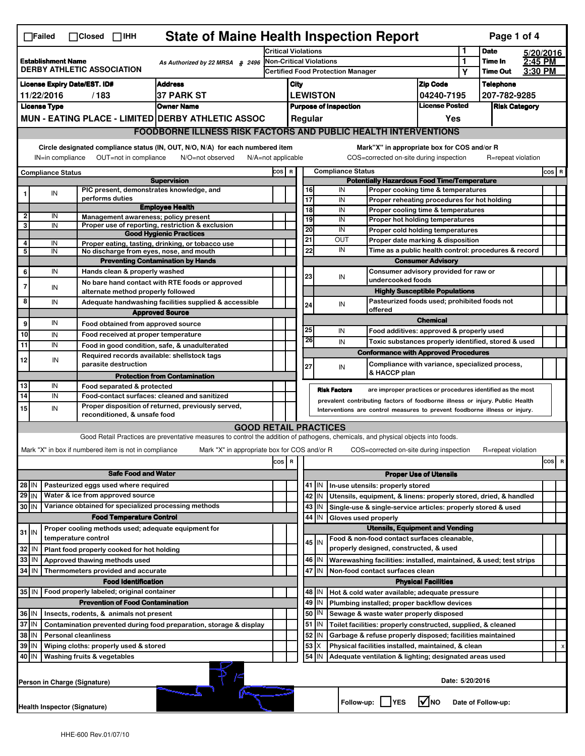☐Failed ☐Closed ☐IHH

# State of Maine Health Inspection Report

| Establishment Name | As Authorized by 22 MRSA § 2496 | Critical Violations | 1 | Date | 5/20/2016 |
|---|---|---|---|---|---|
| DERBY ATHLETIC ASSOCIATION | | Non-Critical Violations | 1 | Time In | 2:45 PM |
| | | Certified Food Protection Manager | Y | Time Out | 3:30 PM |

| License Expiry Date/EST. ID# | Address | City | Zip Code | Telephone |
|---|---|---|---|---|
| 11/22/2016 / 183 | 37 PARK ST | LEWISTON | 04240-7195 | 207-782-9285 |

| License Type | Owner Name | Purpose of Inspection | License Posted | Risk Category |
|---|---|---|---|---|
| MUN - EATING PLACE - LIMITED | DERBY ATHLETIC ASSOC | Regular | Yes | |

## FOODBORNE ILLNESS RISK FACTORS AND PUBLIC HEALTH INTERVENTIONS

Circle designated compliance status (IN, OUT, N/O, N/A) for each numbered item
IN=in compliance OUT=not in compliance N/O=not observed N/A=not applicable

Mark"X" in appropriate box for COS and/or R
COS=corrected on-site during inspection R=repeat violation

| # | Compliance Status | Item | COS | R |
|---|---|---|---|---|
| | | **Supervision** | | |
| 1 | IN | PIC present, demonstrates knowledge, and performs duties | | |
| | | **Employee Health** | | |
| 2 | IN | Management awareness; policy present | | |
| 3 | IN | Proper use of reporting, restriction & exclusion | | |
| | | **Good Hygienic Practices** | | |
| 4 | IN | Proper eating, tasting, drinking, or tobacco use | | |
| 5 | IN | No discharge from eyes, nose, and mouth | | |
| | | **Preventing Contamination by Hands** | | |
| 6 | IN | Hands clean & properly washed | | |
| 7 | IN | No bare hand contact with RTE foods or approved alternate method properly followed | | |
| 8 | IN | Adequate handwashing facilities supplied & accessible | | |
| | | **Approved Source** | | |
| 9 | IN | Food obtained from approved source | | |
| 10 | IN | Food received at proper temperature | | |
| 11 | IN | Food in good condition, safe, & unadulterated | | |
| 12 | IN | Required records available: shellstock tags parasite destruction | | |
| | | **Protection from Contamination** | | |
| 13 | IN | Food separated & protected | | |
| 14 | IN | Food-contact surfaces: cleaned and sanitized | | |
| 15 | IN | Proper disposition of returned, previously served, reconditioned, & unsafe food | | |
| | | **Potentially Hazardous Food Time/Temperature** | | |
| 16 | IN | Proper cooking time & temperatures | | |
| 17 | IN | Proper reheating procedures for hot holding | | |
| 18 | IN | Proper cooling time & temperatures | | |
| 19 | IN | Proper hot holding temperatures | | |
| 20 | IN | Proper cold holding temperatures | | |
| 21 | OUT | Proper date marking & disposition | | |
| 22 | IN | Time as a public health control: procedures & record | | |
| | | **Consumer Advisory** | | |
| 23 | IN | Consumer advisory provided for raw or undercooked foods | | |
| | | **Highly Susceptible Populations** | | |
| 24 | IN | Pasteurized foods used; prohibited foods not offered | | |
| | | **Chemical** | | |
| 25 | IN | Food additives: approved & properly used | | |
| 26 | IN | Toxic substances properly identified, stored & used | | |
| | | **Conformance with Approved Procedures** | | |
| 27 | IN | Compliance with variance, specialized process, & HACCP plan | | |

**Risk Factors** are improper practices or procedures identified as the most prevalent contributing factors of foodborne illness or injury. Public Health Interventions are control measures to prevent foodborne illness or injury.

## GOOD RETAIL PRACTICES

Good Retail Practices are preventative measures to control the addition of pathogens, chemicals, and physical objects into foods.

Mark "X" in box if numbered item is not in compliance Mark "X" in appropriate box for COS and/or R COS=corrected on-site during inspection R=repeat violation

| # | Status | Item | COS | R |
|---|---|---|---|---|
| | | **Safe Food and Water** | | |
| 28 | IN | Pasteurized eggs used where required | | |
| 29 | IN | Water & ice from approved source | | |
| 30 | IN | Variance obtained for specialized processing methods | | |
| | | **Food Temperature Control** | | |
| 31 | IN | Proper cooling methods used; adequate equipment for temperature control | | |
| 32 | IN | Plant food properly cooked for hot holding | | |
| 33 | IN | Approved thawing methods used | | |
| 34 | IN | Thermometers provided and accurate | | |
| | | **Food Identification** | | |
| 35 | IN | Food properly labeled; original container | | |
| | | **Prevention of Food Contamination** | | |
| 36 | IN | Insects, rodents, & animals not present | | |
| 37 | IN | Contamination prevented during food preparation, storage & display | | |
| 38 | IN | Personal cleanliness | | |
| 39 | IN | Wiping cloths: properly used & stored | | |
| 40 | IN | Washing fruits & vegetables | | |
| | | **Proper Use of Utensils** | | |
| 41 | IN | In-use utensils: properly stored | | |
| 42 | IN | Utensils, equipment, & linens: properly stored, dried, & handled | | |
| 43 | IN | Single-use & single-service articles: properly stored & used | | |
| 44 | IN | Gloves used properly | | |
| | | **Utensils, Equipment and Vending** | | |
| 45 | IN | Food & non-food contact surfaces cleanable, properly designed, constructed, & used | | |
| 46 | IN | Warewashing facilities: installed, maintained, & used; test strips | | |
| 47 | IN | Non-food contact surfaces clean | | |
| | | **Physical Facilities** | | |
| 48 | IN | Hot & cold water available; adequate pressure | | |
| 49 | IN | Plumbing installed; proper backflow devices | | |
| 50 | IN | Sewage & waste water properly disposed | | |
| 51 | IN | Toilet facilities: properly constructed, supplied, & cleaned | | |
| 52 | IN | Garbage & refuse properly disposed; facilities maintained | | |
| 53 | X | Physical facilities installed, maintained, & clean | | x |
| 54 | IN | Adequate ventilation & lighting; designated areas used | | |

Person in Charge (Signature)

Date: 5/20/2016

Health Inspector (Signature)

Follow-up: ☐ YES ☑ NO Date of Follow-up:

HHE-600 Rev.01/07/10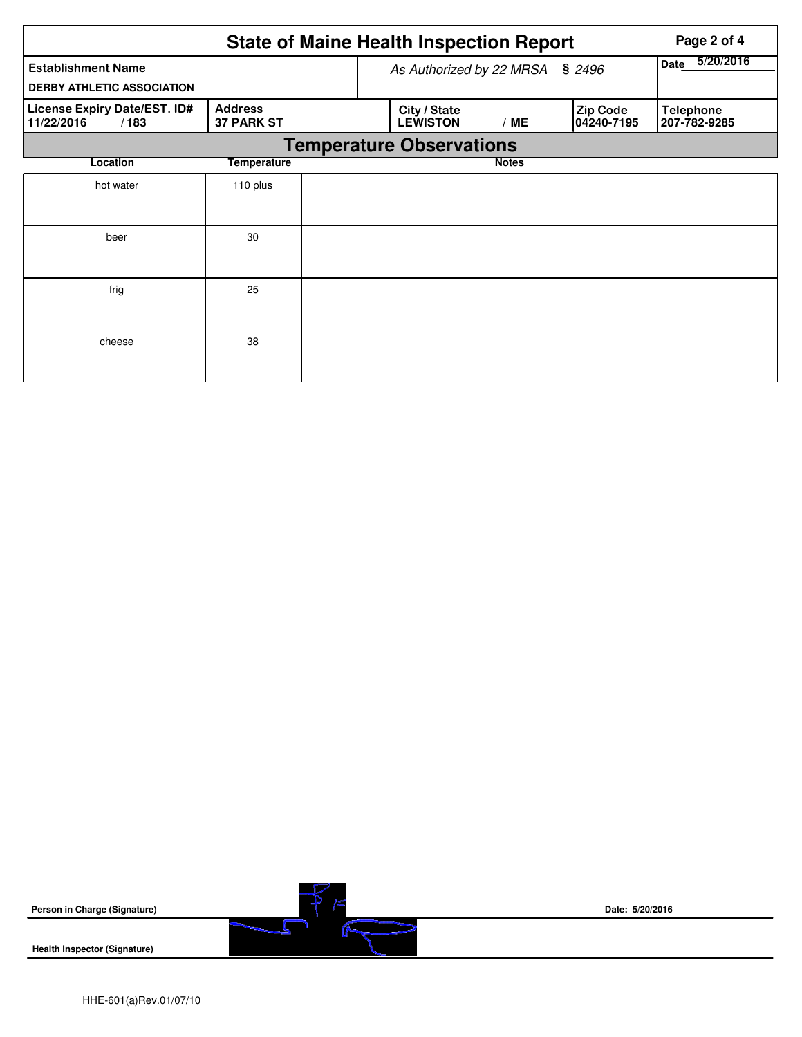# State of Maine Health Inspection Report

| Establishment Name | As Authorized by 22 MRSA § 2496 | | | Date 5/20/2016 |
|---|---|---|---|---|
| DERBY ATHLETIC ASSOCIATION | | | | |
| **License Expiry Date/EST. ID#** 11/22/2016 / 183 | **Address** 37 PARK ST | **City / State** LEWISTON / ME | **Zip Code** 04240-7195 | **Telephone** 207-782-9285 |

## Temperature Observations

| Location | Temperature | Notes |
|---|---|---|
| hot water | 110 plus | |
| beer | 30 | |
| frig | 25 | |
| cheese | 38 | |

**Person in Charge (Signature)** &nbsp;&nbsp;&nbsp;&nbsp; **Date: 5/20/2016**

**Health Inspector (Signature)**

HHE-601(a)Rev.01/07/10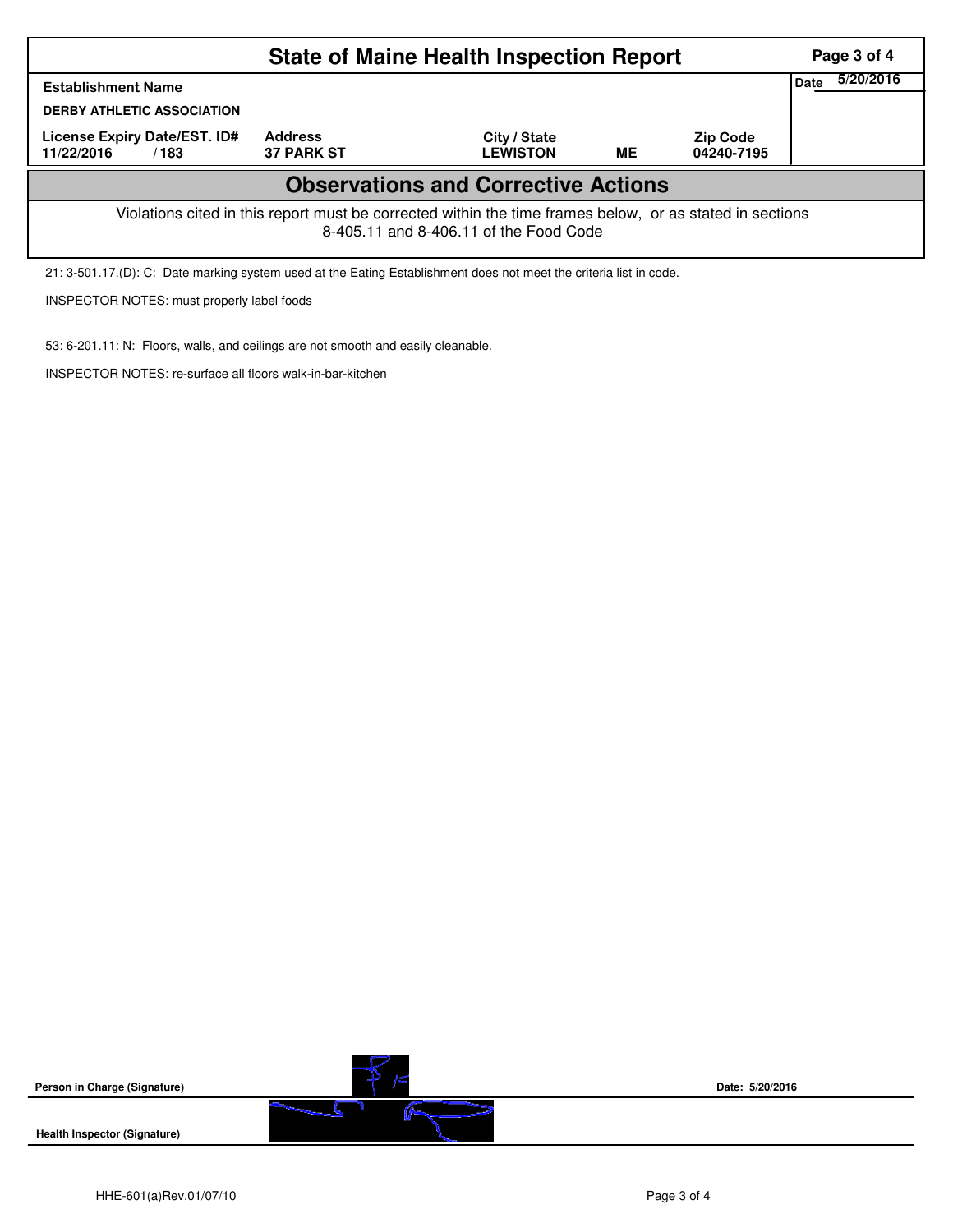# State of Maine Health Inspection Report

| Establishment Name | | | | | Date 5/20/2016 |
|---|---|---|---|---|---|
| DERBY ATHLETIC ASSOCIATION | | | | | |
| License Expiry Date/EST. ID# | Address | City / State | | Zip Code | |
| 11/22/2016 / 183 | 37 PARK ST | LEWISTON | ME | 04240-7195 | |

## Observations and Corrective Actions

Violations cited in this report must be corrected within the time frames below, or as stated in sections 8-405.11 and 8-406.11 of the Food Code

21: 3-501.17.(D): C: Date marking system used at the Eating Establishment does not meet the criteria list in code.

INSPECTOR NOTES: must properly label foods

53: 6-201.11: N: Floors, walls, and ceilings are not smooth and easily cleanable.

INSPECTOR NOTES: re-surface all floors walk-in-bar-kitchen

Person in Charge (Signature) Date: 5/20/2016

Health Inspector (Signature)

HHE-601(a)Rev.01/07/10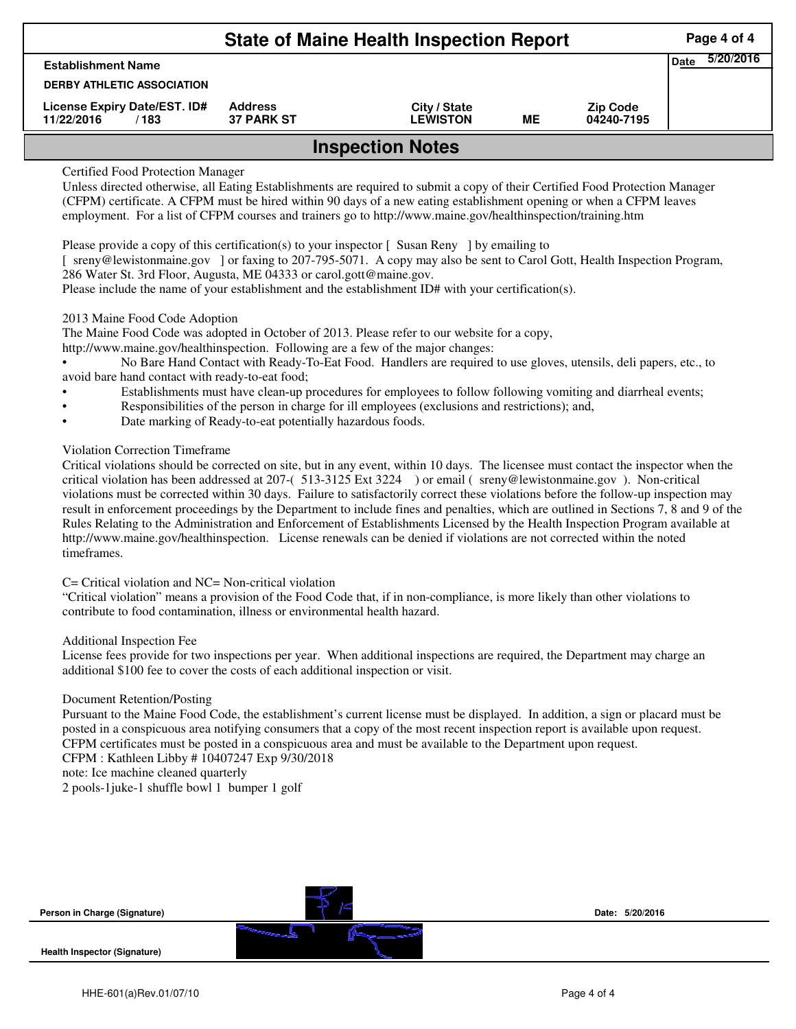# State of Maine Health Inspection Report

| Establishment Name | | | | | Date 5/20/2016 |
|---|---|---|---|---|---|
| DERBY ATHLETIC ASSOCIATION | | | | | |
| License Expiry Date/EST. ID# | Address | City / State | | Zip Code | |
| 11/22/2016 / 183 | 37 PARK ST | LEWISTON | ME | 04240-7195 | |

## Inspection Notes

Certified Food Protection Manager

Unless directed otherwise, all Eating Establishments are required to submit a copy of their Certified Food Protection Manager (CFPM) certificate. A CFPM must be hired within 90 days of a new eating establishment opening or when a CFPM leaves employment. For a list of CFPM courses and trainers go to http://www.maine.gov/healthinspection/training.htm

Please provide a copy of this certification(s) to your inspector [ Susan Reny ] by emailing to [ sreny@lewistonmaine.gov ] or faxing to 207-795-5071. A copy may also be sent to Carol Gott, Health Inspection Program, 286 Water St. 3rd Floor, Augusta, ME 04333 or carol.gott@maine.gov.

Please include the name of your establishment and the establishment ID# with your certification(s).

2013 Maine Food Code Adoption

The Maine Food Code was adopted in October of 2013. Please refer to our website for a copy, http://www.maine.gov/healthinspection. Following are a few of the major changes:

- No Bare Hand Contact with Ready-To-Eat Food. Handlers are required to use gloves, utensils, deli papers, etc., to avoid bare hand contact with ready-to-eat food;
- Establishments must have clean-up procedures for employees to follow following vomiting and diarrheal events;
- Responsibilities of the person in charge for ill employees (exclusions and restrictions); and,
- Date marking of Ready-to-eat potentially hazardous foods.

Violation Correction Timeframe

Critical violations should be corrected on site, but in any event, within 10 days. The licensee must contact the inspector when the critical violation has been addressed at 207-( 513-3125 Ext 3224 ) or email ( sreny@lewistonmaine.gov ). Non-critical violations must be corrected within 30 days. Failure to satisfactorily correct these violations before the follow-up inspection may result in enforcement proceedings by the Department to include fines and penalties, which are outlined in Sections 7, 8 and 9 of the Rules Relating to the Administration and Enforcement of Establishments Licensed by the Health Inspection Program available at http://www.maine.gov/healthinspection. License renewals can be denied if violations are not corrected within the noted timeframes.

C= Critical violation and NC= Non-critical violation

"Critical violation" means a provision of the Food Code that, if in non-compliance, is more likely than other violations to contribute to food contamination, illness or environmental health hazard.

Additional Inspection Fee

License fees provide for two inspections per year. When additional inspections are required, the Department may charge an additional $100 fee to cover the costs of each additional inspection or visit.

Document Retention/Posting

Pursuant to the Maine Food Code, the establishment's current license must be displayed. In addition, a sign or placard must be posted in a conspicuous area notifying consumers that a copy of the most recent inspection report is available upon request. CFPM certificates must be posted in a conspicuous area and must be available to the Department upon request.

CFPM : Kathleen Libby # 10407247 Exp 9/30/2018

note: Ice machine cleaned quarterly

2 pools-1juke-1 shuffle bowl 1 bumper 1 golf

Person in Charge (Signature) Date: 5/20/2016

Health Inspector (Signature)

HHE-601(a)Rev.01/07/10